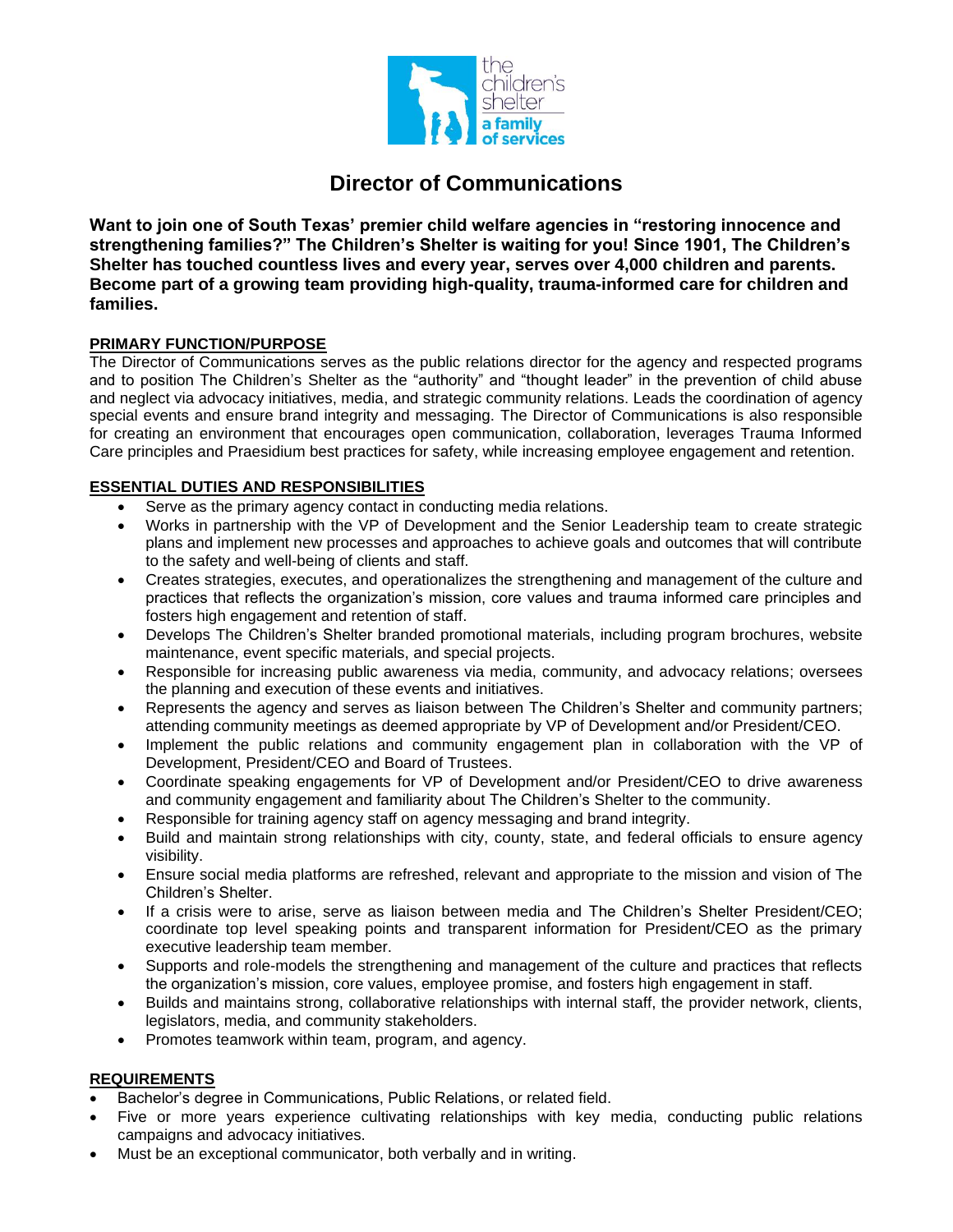# Director of Communications

**Want to join one of South Texas' premier child welfare agencies in "restoring innocence and strengthening families?" The Children's Shelter is waiting for you! Since 1901, The Children's Shelter has touched countless lives and every year, serves over 4,000 children and parents. Become part of a growing team providing high-quality, trauma-informed care for children and families.**

## PRIMARY FUNCTION/PURPOSE

The Director of Communications serves as the public relations director for the agency and respected programs and to position The Children's Shelter as the "authority" and "thought leader" in the prevention of child abuse and neglect via advocacy initiatives, media, and strategic community relations. Leads the coordination of agency special events and ensure brand integrity and messaging. The Director of Communications is also responsible for creating an environment that encourages open communication, collaboration, leverages Trauma Informed Care principles and Praesidium best practices for safety, while increasing employee engagement and retention.

## ESSENTIAL DUTIES AND RESPONSIBILITIES

- Serve as the primary agency contact in conducting media relations.
- Works in partnership with the VP of Development and the Senior Leadership team to create strategic plans and implement new processes and approaches to achieve goals and outcomes that will contribute to the safety and well-being of clients and staff.
- Creates strategies, executes, and operationalizes the strengthening and management of the culture and practices that reflects the organization's mission, core values and trauma informed care principles and fosters high engagement and retention of staff.
- Develops The Children's Shelter branded promotional materials, including program brochures, website maintenance, event specific materials, and special projects.
- Responsible for increasing public awareness via media, community, and advocacy relations; oversees the planning and execution of these events and initiatives.
- Represents the agency and serves as liaison between The Children's Shelter and community partners; attending community meetings as deemed appropriate by VP of Development and/or President/CEO.
- Implement the public relations and community engagement plan in collaboration with the VP of Development, President/CEO and Board of Trustees.
- Coordinate speaking engagements for VP of Development and/or President/CEO to drive awareness and community engagement and familiarity about The Children's Shelter to the community.
- Responsible for training agency staff on agency messaging and brand integrity.
- Build and maintain strong relationships with city, county, state, and federal officials to ensure agency visibility.
- Ensure social media platforms are refreshed, relevant and appropriate to the mission and vision of The Children's Shelter.
- If a crisis were to arise, serve as liaison between media and The Children's Shelter President/CEO; coordinate top level speaking points and transparent information for President/CEO as the primary executive leadership team member.
- Supports and role-models the strengthening and management of the culture and practices that reflects the organization's mission, core values, employee promise, and fosters high engagement in staff.
- Builds and maintains strong, collaborative relationships with internal staff, the provider network, clients, legislators, media, and community stakeholders.
- Promotes teamwork within team, program, and agency.

## REQUIREMENTS

- Bachelor's degree in Communications, Public Relations, or related field.
- Five or more years experience cultivating relationships with key media, conducting public relations campaigns and advocacy initiatives.
- Must be an exceptional communicator, both verbally and in writing.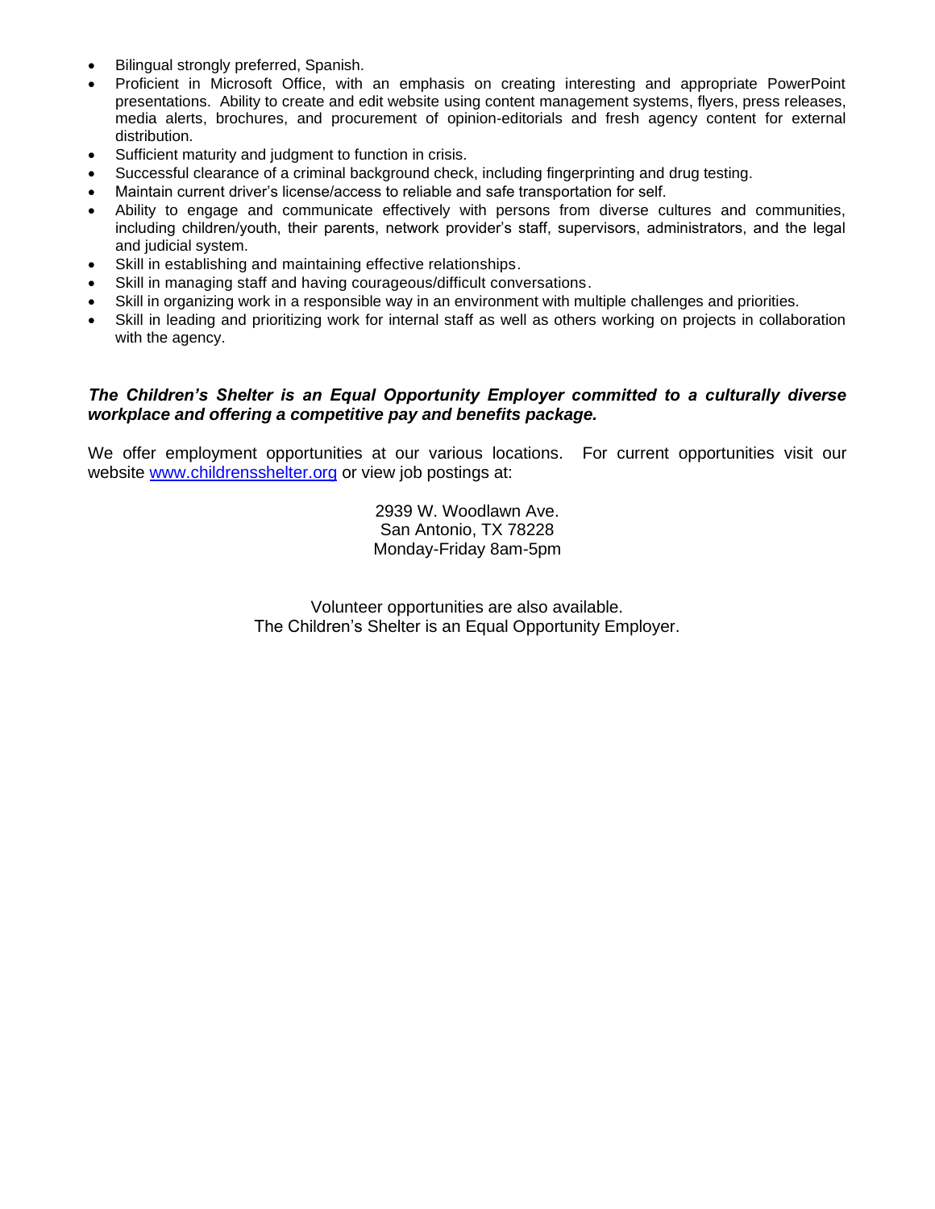- Bilingual strongly preferred, Spanish.
- Proficient in Microsoft Office, with an emphasis on creating interesting and appropriate PowerPoint presentations. Ability to create and edit website using content management systems, flyers, press releases, media alerts, brochures, and procurement of opinion-editorials and fresh agency content for external distribution.
- Sufficient maturity and judgment to function in crisis.
- Successful clearance of a criminal background check, including fingerprinting and drug testing.
- Maintain current driver's license/access to reliable and safe transportation for self.
- Ability to engage and communicate effectively with persons from diverse cultures and communities, including children/youth, their parents, network provider's staff, supervisors, administrators, and the legal and judicial system.
- Skill in establishing and maintaining effective relationships.
- Skill in managing staff and having courageous/difficult conversations.
- Skill in organizing work in a responsible way in an environment with multiple challenges and priorities.
- Skill in leading and prioritizing work for internal staff as well as others working on projects in collaboration with the agency.

***The Children's Shelter is an Equal Opportunity Employer committed to a culturally diverse workplace and offering a competitive pay and benefits package.***

We offer employment opportunities at our various locations. For current opportunities visit our website [www.childrensshelter.org](http://www.childrensshelter.org) or view job postings at:

2939 W. Woodlawn Ave.
San Antonio, TX 78228
Monday-Friday 8am-5pm

Volunteer opportunities are also available.
The Children's Shelter is an Equal Opportunity Employer.